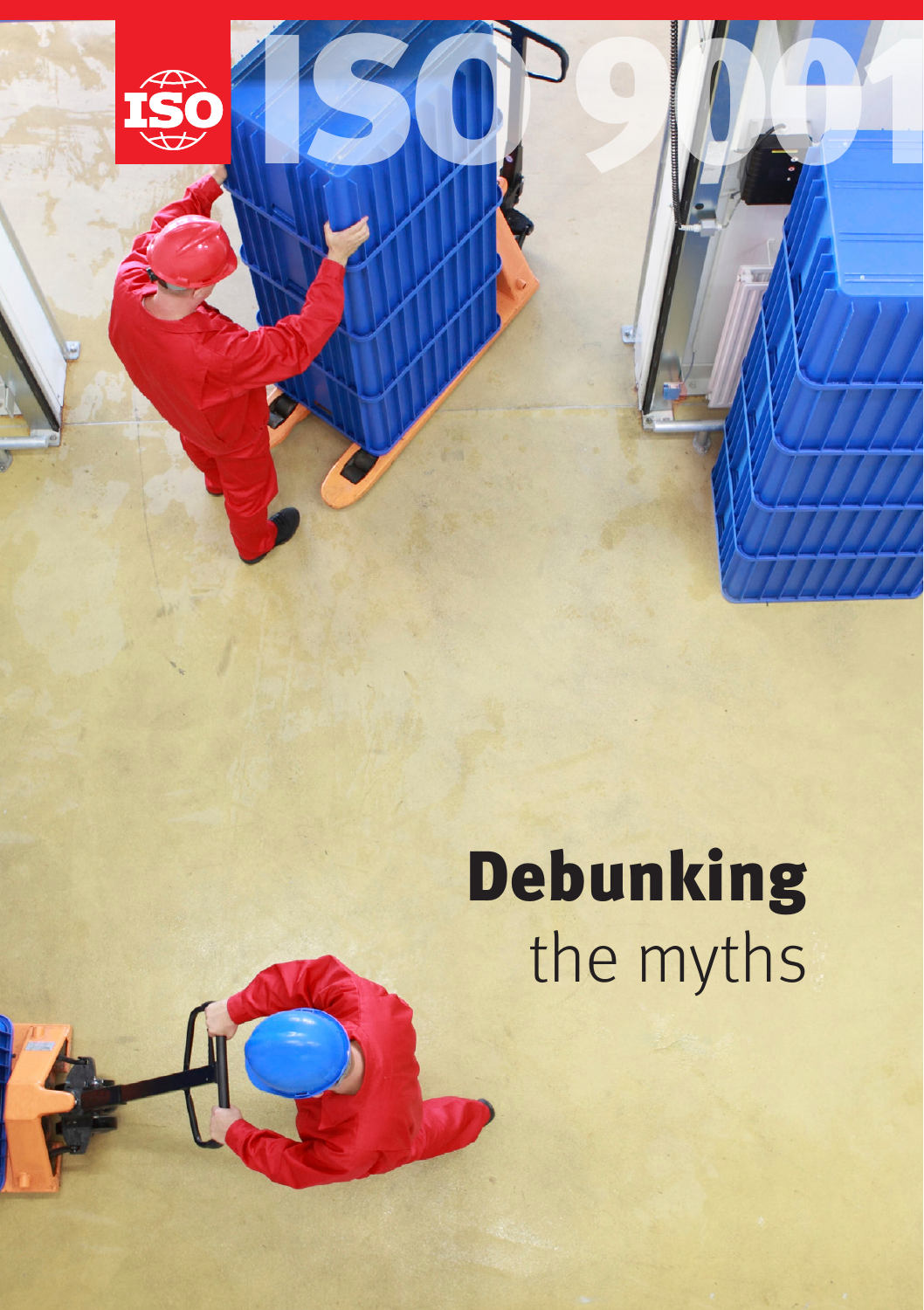ISO

# ISO 9001

# **Debunking** the myths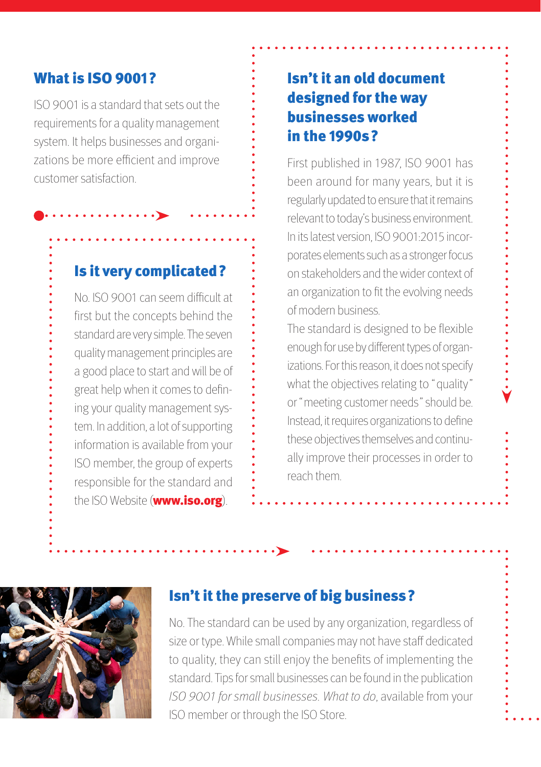## What is ISO 9001?

ISO 9001 is a standard that sets out the requirements for a quality management system. It helps businesses and organizations be more efficient and improve customer satisfaction.

## Is it very complicated?

No. ISO 9001 can seem difficult at first but the concepts behind the standard are very simple. The seven quality management principles are a good place to start and will be of great help when it comes to defining your quality management system. In addition, a lot of supporting information is available from your ISO member, the group of experts responsible for the standard and the ISO Website (**www.iso.org**).

## Isn't it an old document designed for the way businesses worked in the 1990s?

First published in 1987, ISO 9001 has been around for many years, but it is regularly updated to ensure that it remains relevant to today's business environment. In its latest version, ISO 9001:2015 incorporates elements such as a stronger focus on stakeholders and the wider context of an organization to fit the evolving needs of modern business.

The standard is designed to be flexible enough for use by different types of organizations. For this reason, it does not specify what the objectives relating to "quality" or "meeting customer needs" should be. Instead, it requires organizations to define these objectives themselves and continually improve their processes in order to reach them.

## Isn't it the preserve of big business?

No. The standard can be used by any organization, regardless of size or type. While small companies may not have staff dedicated to quality, they can still enjoy the benefits of implementing the standard. Tips for small businesses can be found in the publication *ISO 9001 for small businesses. What to do*, available from your ISO member or through the ISO Store.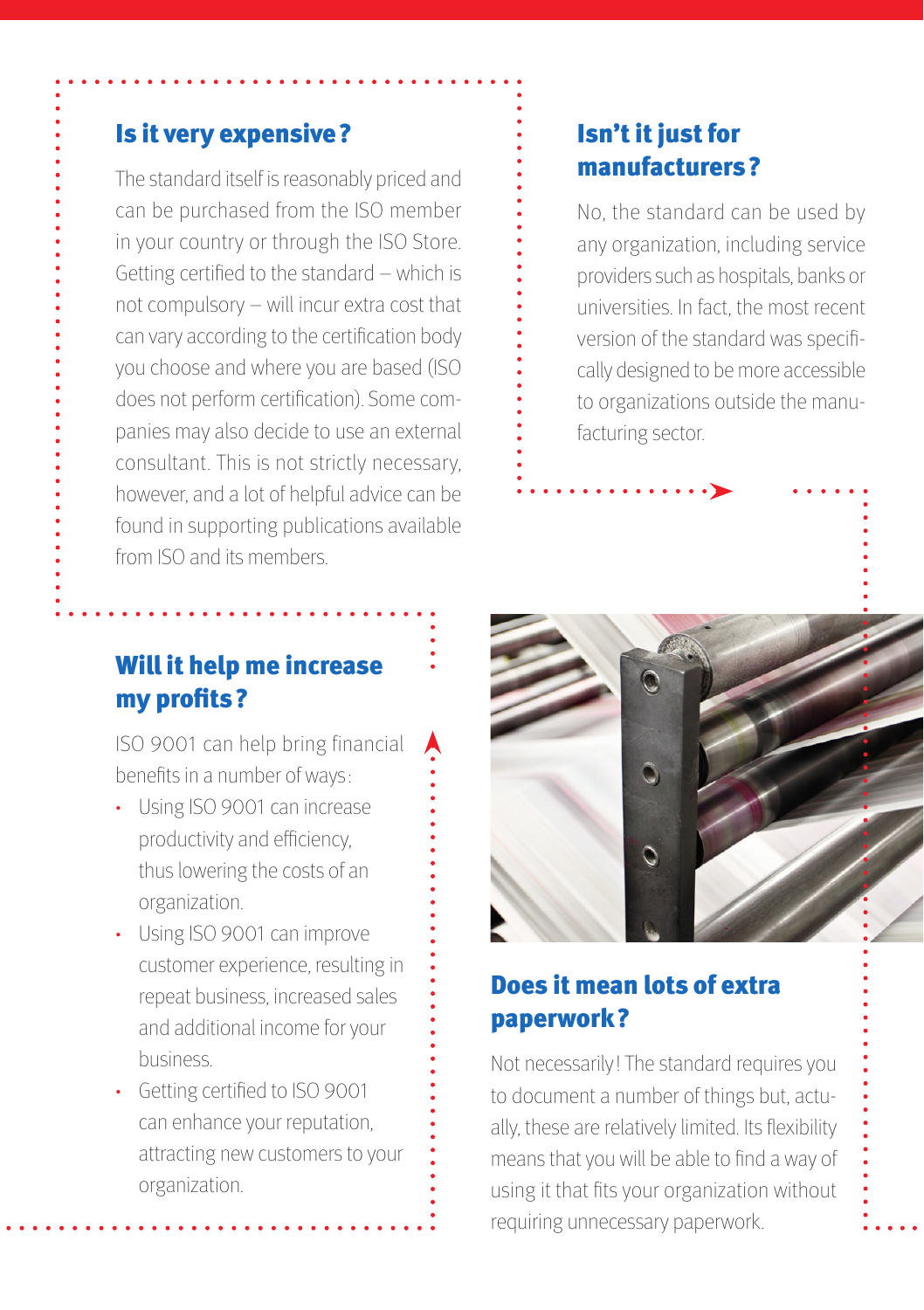## Is it very expensive?

The standard itself is reasonably priced and can be purchased from the ISO member in your country or through the ISO Store. Getting certified to the standard – which is not compulsory – will incur extra cost that can vary according to the certification body you choose and where you are based (ISO does not perform certification). Some companies may also decide to use an external consultant. This is not strictly necessary, however, and a lot of helpful advice can be found in supporting publications available from ISO and its members.

## Isn't it just for manufacturers?

No, the standard can be used by any organization, including service providers such as hospitals, banks or universities. In fact, the most recent version of the standard was specifically designed to be more accessible to organizations outside the manufacturing sector.

## Will it help me increase my profits?

ISO 9001 can help bring financial benefits in a number of ways:

- Using ISO 9001 can increase productivity and efficiency, thus lowering the costs of an organization.
- Using ISO 9001 can improve customer experience, resulting in repeat business, increased sales and additional income for your business.
- Getting certified to ISO 9001 can enhance your reputation, attracting new customers to your organization.

## Does it mean lots of extra paperwork?

Not necessarily! The standard requires you to document a number of things but, actually, these are relatively limited. Its flexibility means that you will be able to find a way of using it that fits your organization without requiring unnecessary paperwork.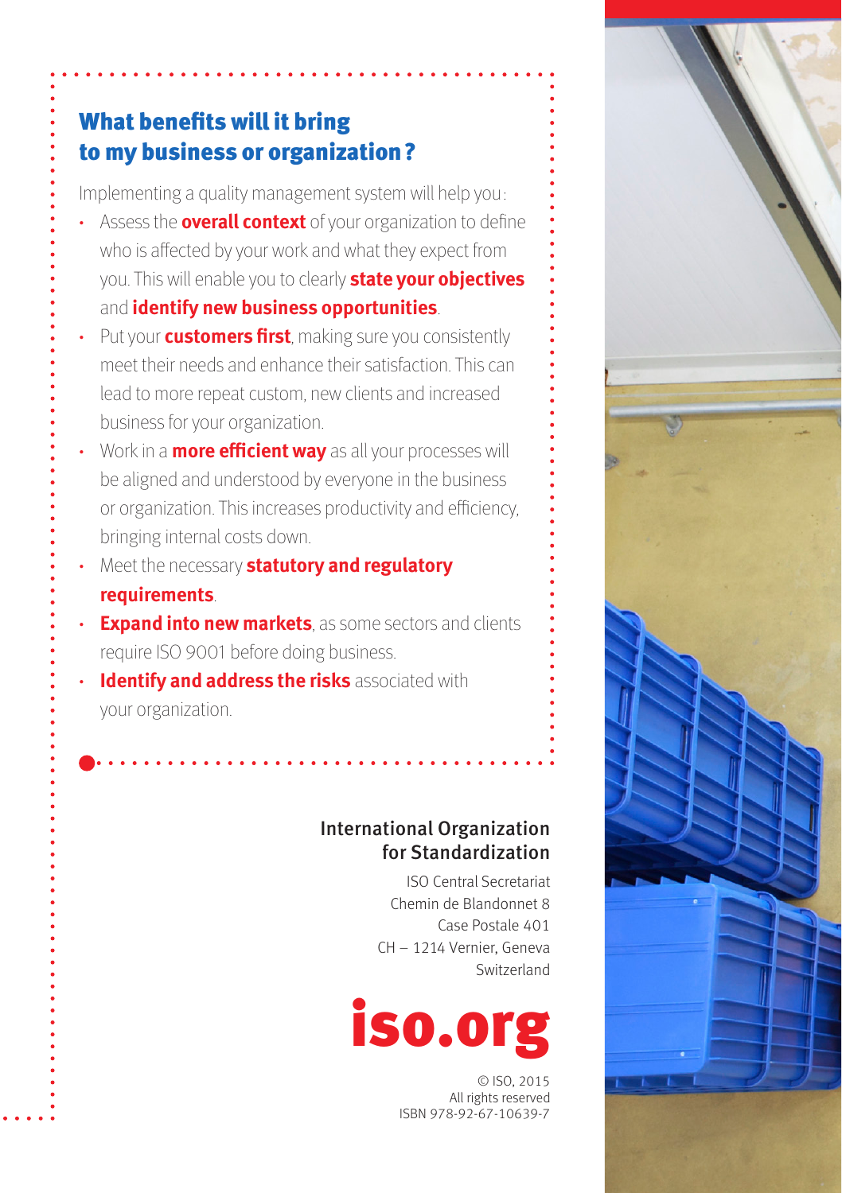## What benefits will it bring to my business or organization ?

Implementing a quality management system will help you :

- Assess the **overall context** of your organization to define who is affected by your work and what they expect from you. This will enable you to clearly **state your objectives** and **identify new business opportunities**.
- Put your **customers first**, making sure you consistently meet their needs and enhance their satisfaction. This can lead to more repeat custom, new clients and increased business for your organization.
- Work in a **more efficient way** as all your processes will be aligned and understood by everyone in the business or organization. This increases productivity and efficiency, bringing internal costs down.
- Meet the necessary **statutory and regulatory requirements**.
- **Expand into new markets**, as some sectors and clients require ISO 9001 before doing business.
- **Identify and address the risks** associated with your organization.

**International Organization for Standardization**

ISO Central Secretariat
Chemin de Blandonnet 8
Case Postale 401
CH – 1214 Vernier, Geneva
Switzerland

**iso.org**

© ISO, 2015
All rights reserved
ISBN 978-92-67-10639-7